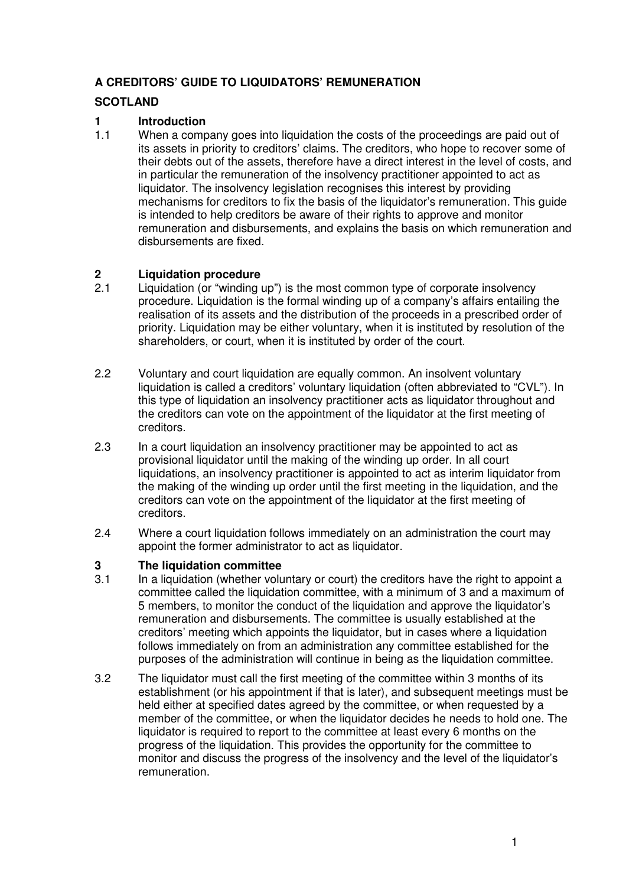# A CREDITORS' GUIDE TO LIQUIDATORS' REMUNERATION

## SCOTLAND

### 1 Introduction

1.1 When a company goes into liquidation the costs of the proceedings are paid out of its assets in priority to creditors' claims. The creditors, who hope to recover some of their debts out of the assets, therefore have a direct interest in the level of costs, and in particular the remuneration of the insolvency practitioner appointed to act as liquidator. The insolvency legislation recognises this interest by providing mechanisms for creditors to fix the basis of the liquidator's remuneration. This guide is intended to help creditors be aware of their rights to approve and monitor remuneration and disbursements, and explains the basis on which remuneration and disbursements are fixed.

### 2 Liquidation procedure

2.1 Liquidation (or "winding up") is the most common type of corporate insolvency procedure. Liquidation is the formal winding up of a company's affairs entailing the realisation of its assets and the distribution of the proceeds in a prescribed order of priority. Liquidation may be either voluntary, when it is instituted by resolution of the shareholders, or court, when it is instituted by order of the court.

2.2 Voluntary and court liquidation are equally common. An insolvent voluntary liquidation is called a creditors' voluntary liquidation (often abbreviated to "CVL"). In this type of liquidation an insolvency practitioner acts as liquidator throughout and the creditors can vote on the appointment of the liquidator at the first meeting of creditors.

2.3 In a court liquidation an insolvency practitioner may be appointed to act as provisional liquidator until the making of the winding up order. In all court liquidations, an insolvency practitioner is appointed to act as interim liquidator from the making of the winding up order until the first meeting in the liquidation, and the creditors can vote on the appointment of the liquidator at the first meeting of creditors.

2.4 Where a court liquidation follows immediately on an administration the court may appoint the former administrator to act as liquidator.

### 3 The liquidation committee

3.1 In a liquidation (whether voluntary or court) the creditors have the right to appoint a committee called the liquidation committee, with a minimum of 3 and a maximum of 5 members, to monitor the conduct of the liquidation and approve the liquidator's remuneration and disbursements. The committee is usually established at the creditors' meeting which appoints the liquidator, but in cases where a liquidation follows immediately on from an administration any committee established for the purposes of the administration will continue in being as the liquidation committee.

3.2 The liquidator must call the first meeting of the committee within 3 months of its establishment (or his appointment if that is later), and subsequent meetings must be held either at specified dates agreed by the committee, or when requested by a member of the committee, or when the liquidator decides he needs to hold one. The liquidator is required to report to the committee at least every 6 months on the progress of the liquidation. This provides the opportunity for the committee to monitor and discuss the progress of the insolvency and the level of the liquidator's remuneration.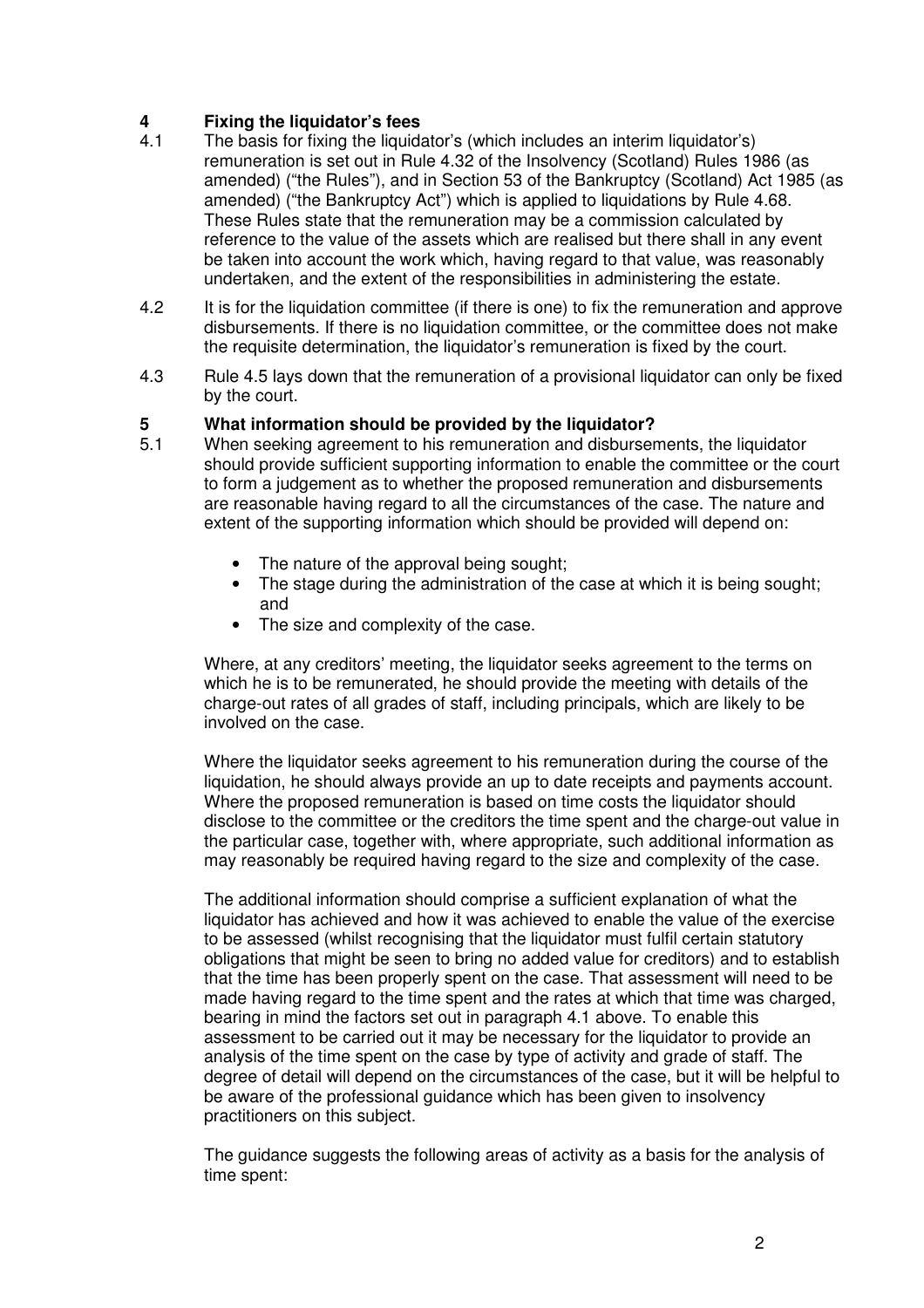## 4 Fixing the liquidator's fees

4.1 The basis for fixing the liquidator's (which includes an interim liquidator's) remuneration is set out in Rule 4.32 of the Insolvency (Scotland) Rules 1986 (as amended) ("the Rules"), and in Section 53 of the Bankruptcy (Scotland) Act 1985 (as amended) ("the Bankruptcy Act") which is applied to liquidations by Rule 4.68. These Rules state that the remuneration may be a commission calculated by reference to the value of the assets which are realised but there shall in any event be taken into account the work which, having regard to that value, was reasonably undertaken, and the extent of the responsibilities in administering the estate.

4.2 It is for the liquidation committee (if there is one) to fix the remuneration and approve disbursements. If there is no liquidation committee, or the committee does not make the requisite determination, the liquidator's remuneration is fixed by the court.

4.3 Rule 4.5 lays down that the remuneration of a provisional liquidator can only be fixed by the court.

## 5 What information should be provided by the liquidator?

5.1 When seeking agreement to his remuneration and disbursements, the liquidator should provide sufficient supporting information to enable the committee or the court to form a judgement as to whether the proposed remuneration and disbursements are reasonable having regard to all the circumstances of the case. The nature and extent of the supporting information which should be provided will depend on:

- The nature of the approval being sought;
- The stage during the administration of the case at which it is being sought; and
- The size and complexity of the case.

Where, at any creditors' meeting, the liquidator seeks agreement to the terms on which he is to be remunerated, he should provide the meeting with details of the charge-out rates of all grades of staff, including principals, which are likely to be involved on the case.

Where the liquidator seeks agreement to his remuneration during the course of the liquidation, he should always provide an up to date receipts and payments account. Where the proposed remuneration is based on time costs the liquidator should disclose to the committee or the creditors the time spent and the charge-out value in the particular case, together with, where appropriate, such additional information as may reasonably be required having regard to the size and complexity of the case.

The additional information should comprise a sufficient explanation of what the liquidator has achieved and how it was achieved to enable the value of the exercise to be assessed (whilst recognising that the liquidator must fulfil certain statutory obligations that might be seen to bring no added value for creditors) and to establish that the time has been properly spent on the case. That assessment will need to be made having regard to the time spent and the rates at which that time was charged, bearing in mind the factors set out in paragraph 4.1 above. To enable this assessment to be carried out it may be necessary for the liquidator to provide an analysis of the time spent on the case by type of activity and grade of staff. The degree of detail will depend on the circumstances of the case, but it will be helpful to be aware of the professional guidance which has been given to insolvency practitioners on this subject.

The guidance suggests the following areas of activity as a basis for the analysis of time spent: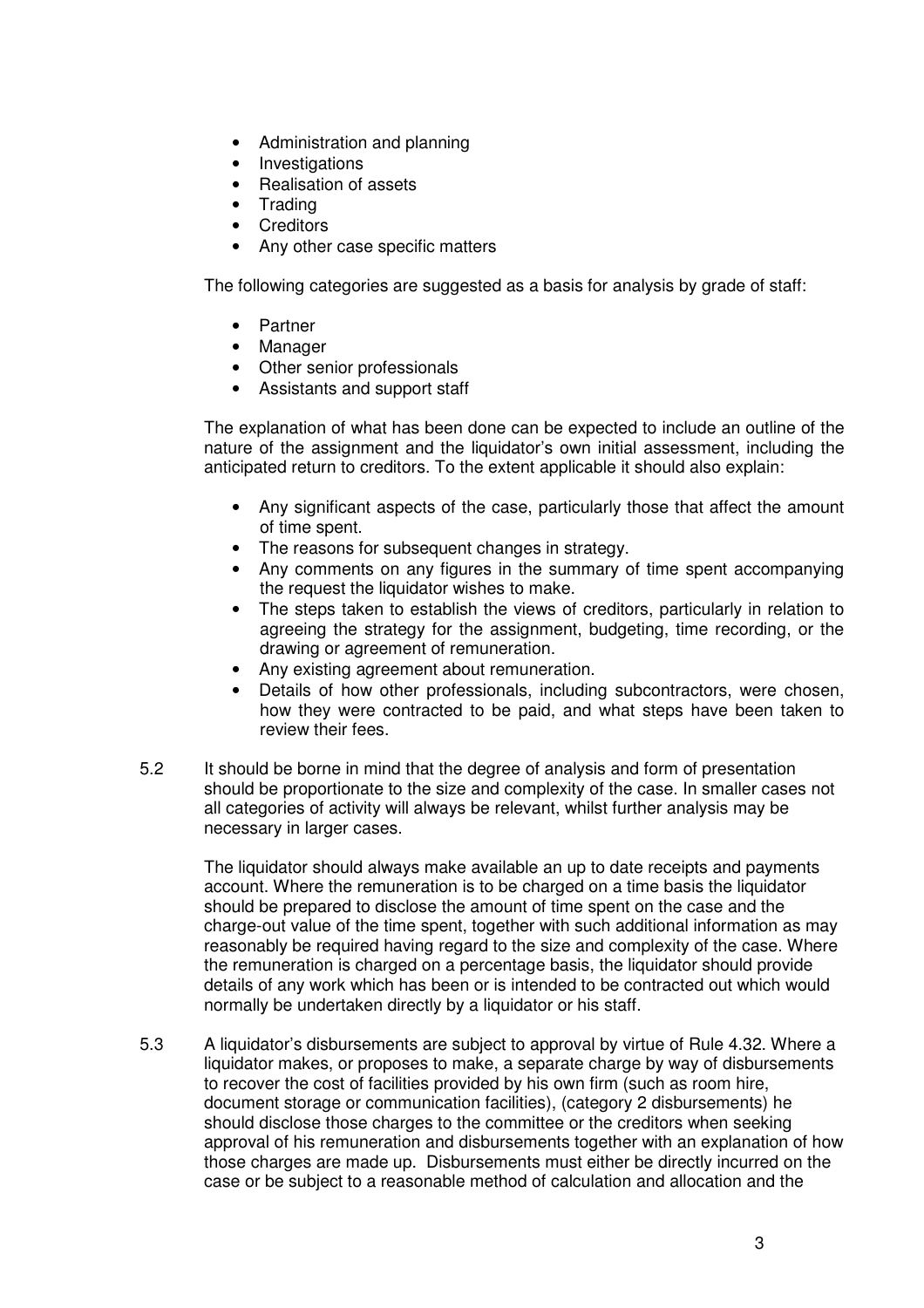- Administration and planning
- Investigations
- Realisation of assets
- Trading
- Creditors
- Any other case specific matters

The following categories are suggested as a basis for analysis by grade of staff:

- Partner
- Manager
- Other senior professionals
- Assistants and support staff

The explanation of what has been done can be expected to include an outline of the nature of the assignment and the liquidator's own initial assessment, including the anticipated return to creditors. To the extent applicable it should also explain:

- Any significant aspects of the case, particularly those that affect the amount of time spent.
- The reasons for subsequent changes in strategy.
- Any comments on any figures in the summary of time spent accompanying the request the liquidator wishes to make.
- The steps taken to establish the views of creditors, particularly in relation to agreeing the strategy for the assignment, budgeting, time recording, or the drawing or agreement of remuneration.
- Any existing agreement about remuneration.
- Details of how other professionals, including subcontractors, were chosen, how they were contracted to be paid, and what steps have been taken to review their fees.

5.2 It should be borne in mind that the degree of analysis and form of presentation should be proportionate to the size and complexity of the case. In smaller cases not all categories of activity will always be relevant, whilst further analysis may be necessary in larger cases.

The liquidator should always make available an up to date receipts and payments account. Where the remuneration is to be charged on a time basis the liquidator should be prepared to disclose the amount of time spent on the case and the charge-out value of the time spent, together with such additional information as may reasonably be required having regard to the size and complexity of the case. Where the remuneration is charged on a percentage basis, the liquidator should provide details of any work which has been or is intended to be contracted out which would normally be undertaken directly by a liquidator or his staff.

5.3 A liquidator's disbursements are subject to approval by virtue of Rule 4.32. Where a liquidator makes, or proposes to make, a separate charge by way of disbursements to recover the cost of facilities provided by his own firm (such as room hire, document storage or communication facilities), (category 2 disbursements) he should disclose those charges to the committee or the creditors when seeking approval of his remuneration and disbursements together with an explanation of how those charges are made up. Disbursements must either be directly incurred on the case or be subject to a reasonable method of calculation and allocation and the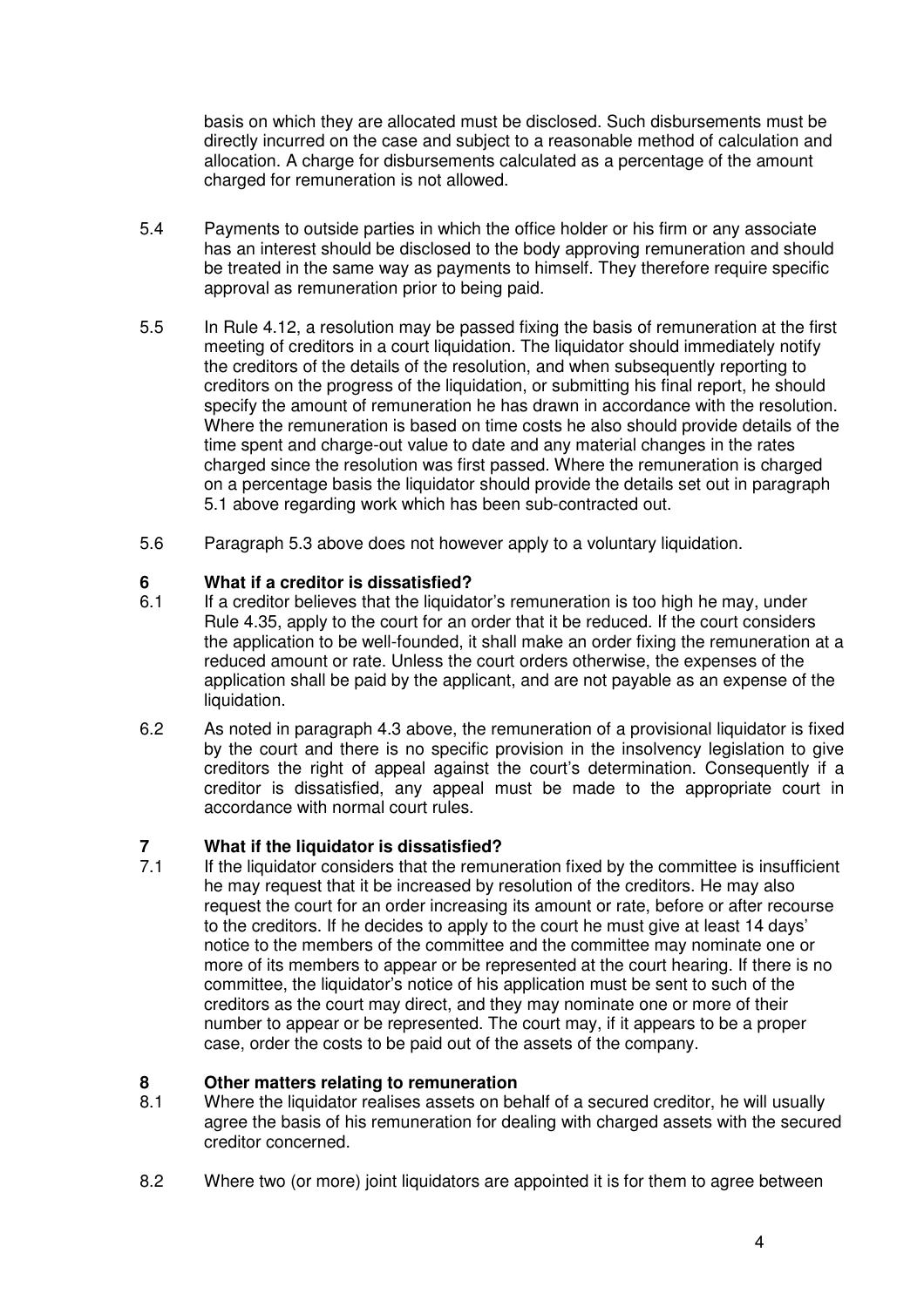basis on which they are allocated must be disclosed. Such disbursements must be directly incurred on the case and subject to a reasonable method of calculation and allocation. A charge for disbursements calculated as a percentage of the amount charged for remuneration is not allowed.

5.4 Payments to outside parties in which the office holder or his firm or any associate has an interest should be disclosed to the body approving remuneration and should be treated in the same way as payments to himself. They therefore require specific approval as remuneration prior to being paid.

5.5 In Rule 4.12, a resolution may be passed fixing the basis of remuneration at the first meeting of creditors in a court liquidation. The liquidator should immediately notify the creditors of the details of the resolution, and when subsequently reporting to creditors on the progress of the liquidation, or submitting his final report, he should specify the amount of remuneration he has drawn in accordance with the resolution. Where the remuneration is based on time costs he also should provide details of the time spent and charge-out value to date and any material changes in the rates charged since the resolution was first passed. Where the remuneration is charged on a percentage basis the liquidator should provide the details set out in paragraph 5.1 above regarding work which has been sub-contracted out.

5.6 Paragraph 5.3 above does not however apply to a voluntary liquidation.

## 6 What if a creditor is dissatisfied?

6.1 If a creditor believes that the liquidator's remuneration is too high he may, under Rule 4.35, apply to the court for an order that it be reduced. If the court considers the application to be well-founded, it shall make an order fixing the remuneration at a reduced amount or rate. Unless the court orders otherwise, the expenses of the application shall be paid by the applicant, and are not payable as an expense of the liquidation.

6.2 As noted in paragraph 4.3 above, the remuneration of a provisional liquidator is fixed by the court and there is no specific provision in the insolvency legislation to give creditors the right of appeal against the court's determination. Consequently if a creditor is dissatisfied, any appeal must be made to the appropriate court in accordance with normal court rules.

## 7 What if the liquidator is dissatisfied?

7.1 If the liquidator considers that the remuneration fixed by the committee is insufficient he may request that it be increased by resolution of the creditors. He may also request the court for an order increasing its amount or rate, before or after recourse to the creditors. If he decides to apply to the court he must give at least 14 days' notice to the members of the committee and the committee may nominate one or more of its members to appear or be represented at the court hearing. If there is no committee, the liquidator's notice of his application must be sent to such of the creditors as the court may direct, and they may nominate one or more of their number to appear or be represented. The court may, if it appears to be a proper case, order the costs to be paid out of the assets of the company.

## 8 Other matters relating to remuneration

8.1 Where the liquidator realises assets on behalf of a secured creditor, he will usually agree the basis of his remuneration for dealing with charged assets with the secured creditor concerned.

8.2 Where two (or more) joint liquidators are appointed it is for them to agree between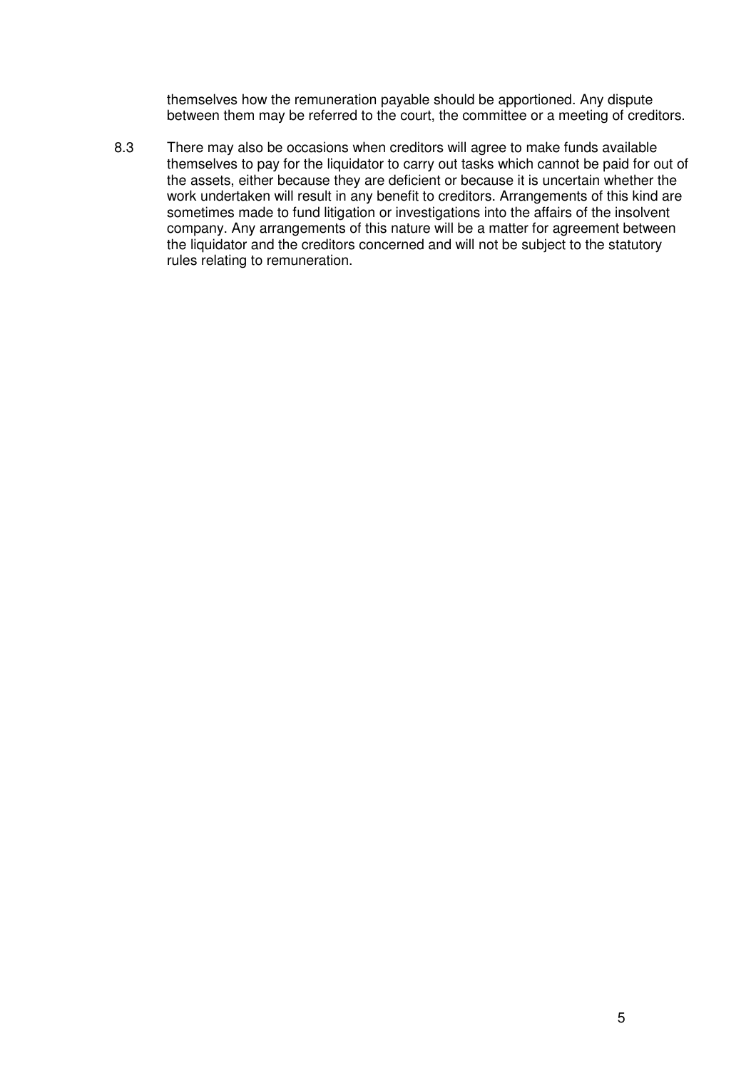themselves how the remuneration payable should be apportioned. Any dispute between them may be referred to the court, the committee or a meeting of creditors.

8.3 There may also be occasions when creditors will agree to make funds available themselves to pay for the liquidator to carry out tasks which cannot be paid for out of the assets, either because they are deficient or because it is uncertain whether the work undertaken will result in any benefit to creditors. Arrangements of this kind are sometimes made to fund litigation or investigations into the affairs of the insolvent company. Any arrangements of this nature will be a matter for agreement between the liquidator and the creditors concerned and will not be subject to the statutory rules relating to remuneration.